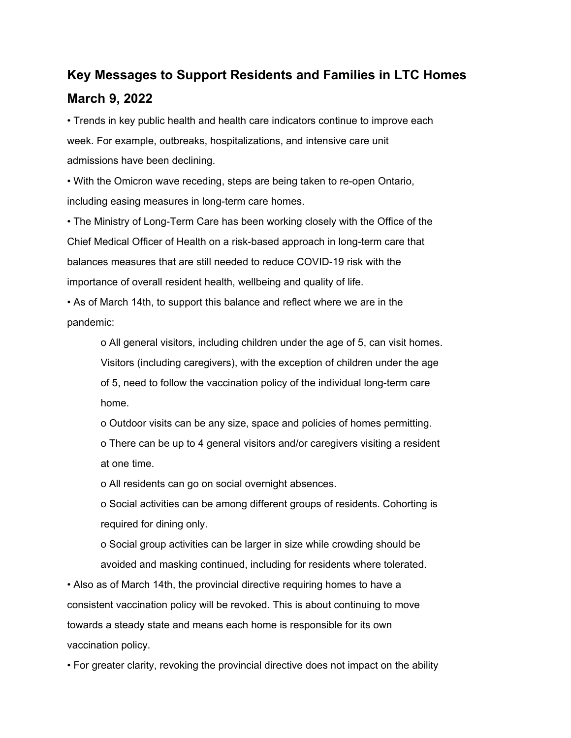## Key Messages to Support Residents and Families in LTC Homes

## March 9, 2022

- Trends in key public health and health care indicators continue to improve each week. For example, outbreaks, hospitalizations, and intensive care unit admissions have been declining.
- With the Omicron wave receding, steps are being taken to re-open Ontario, including easing measures in long-term care homes.
- The Ministry of Long-Term Care has been working closely with the Office of the Chief Medical Officer of Health on a risk-based approach in long-term care that balances measures that are still needed to reduce COVID-19 risk with the importance of overall resident health, wellbeing and quality of life.
- As of March 14th, to support this balance and reflect where we are in the pandemic:
    - All general visitors, including children under the age of 5, can visit homes. Visitors (including caregivers), with the exception of children under the age of 5, need to follow the vaccination policy of the individual long-term care home.
    - Outdoor visits can be any size, space and policies of homes permitting.
    - There can be up to 4 general visitors and/or caregivers visiting a resident at one time.
    - All residents can go on social overnight absences.
    - Social activities can be among different groups of residents. Cohorting is required for dining only.
    - Social group activities can be larger in size while crowding should be avoided and masking continued, including for residents where tolerated.
- Also as of March 14th, the provincial directive requiring homes to have a consistent vaccination policy will be revoked. This is about continuing to move towards a steady state and means each home is responsible for its own vaccination policy.
- For greater clarity, revoking the provincial directive does not impact on the ability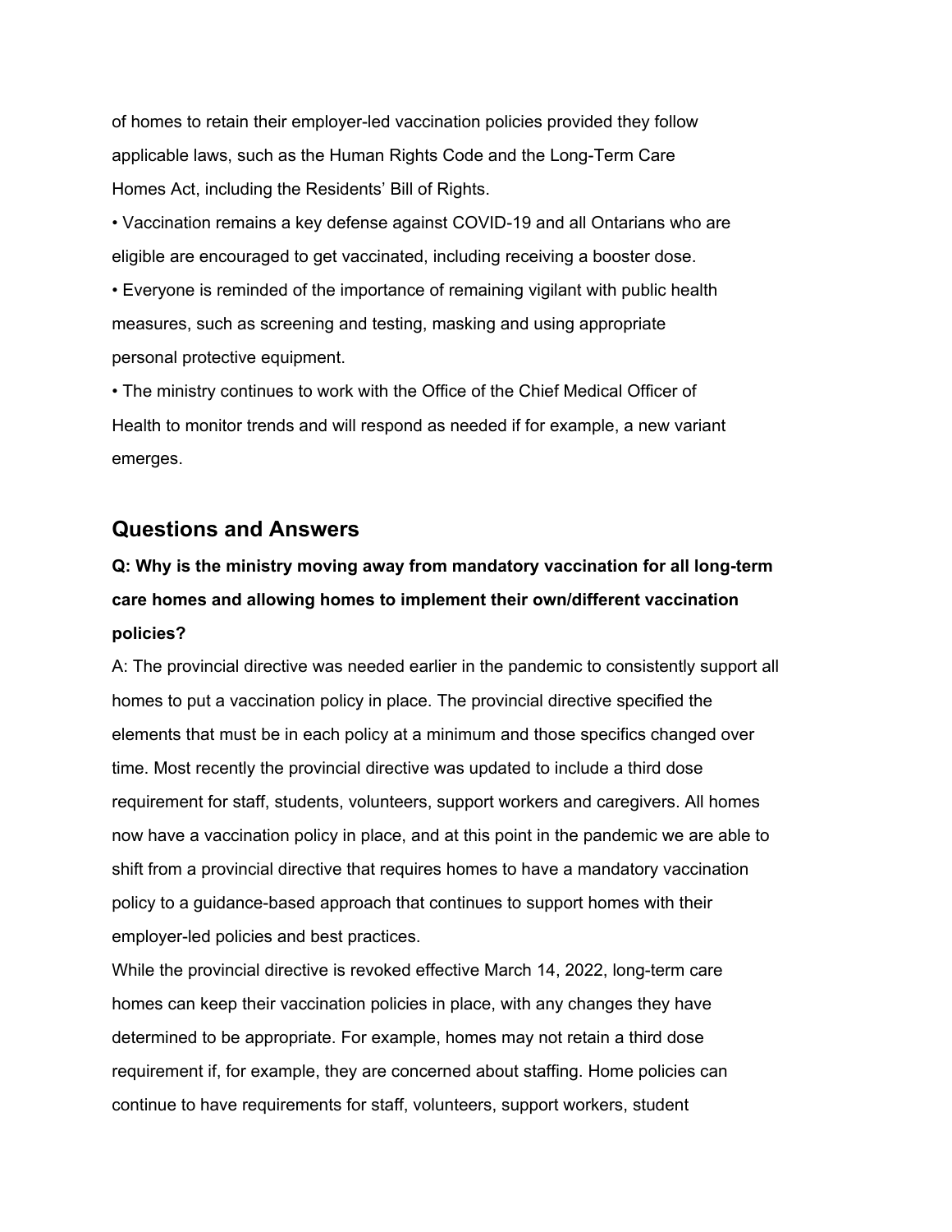of homes to retain their employer-led vaccination policies provided they follow applicable laws, such as the Human Rights Code and the Long-Term Care Homes Act, including the Residents' Bill of Rights.

- Vaccination remains a key defense against COVID-19 and all Ontarians who are eligible are encouraged to get vaccinated, including receiving a booster dose.
- Everyone is reminded of the importance of remaining vigilant with public health measures, such as screening and testing, masking and using appropriate personal protective equipment.
- The ministry continues to work with the Office of the Chief Medical Officer of Health to monitor trends and will respond as needed if for example, a new variant emerges.

## Questions and Answers

**Q: Why is the ministry moving away from mandatory vaccination for all long-term care homes and allowing homes to implement their own/different vaccination policies?**

A: The provincial directive was needed earlier in the pandemic to consistently support all homes to put a vaccination policy in place. The provincial directive specified the elements that must be in each policy at a minimum and those specifics changed over time. Most recently the provincial directive was updated to include a third dose requirement for staff, students, volunteers, support workers and caregivers. All homes now have a vaccination policy in place, and at this point in the pandemic we are able to shift from a provincial directive that requires homes to have a mandatory vaccination policy to a guidance-based approach that continues to support homes with their employer-led policies and best practices.

While the provincial directive is revoked effective March 14, 2022, long-term care homes can keep their vaccination policies in place, with any changes they have determined to be appropriate. For example, homes may not retain a third dose requirement if, for example, they are concerned about staffing. Home policies can continue to have requirements for staff, volunteers, support workers, student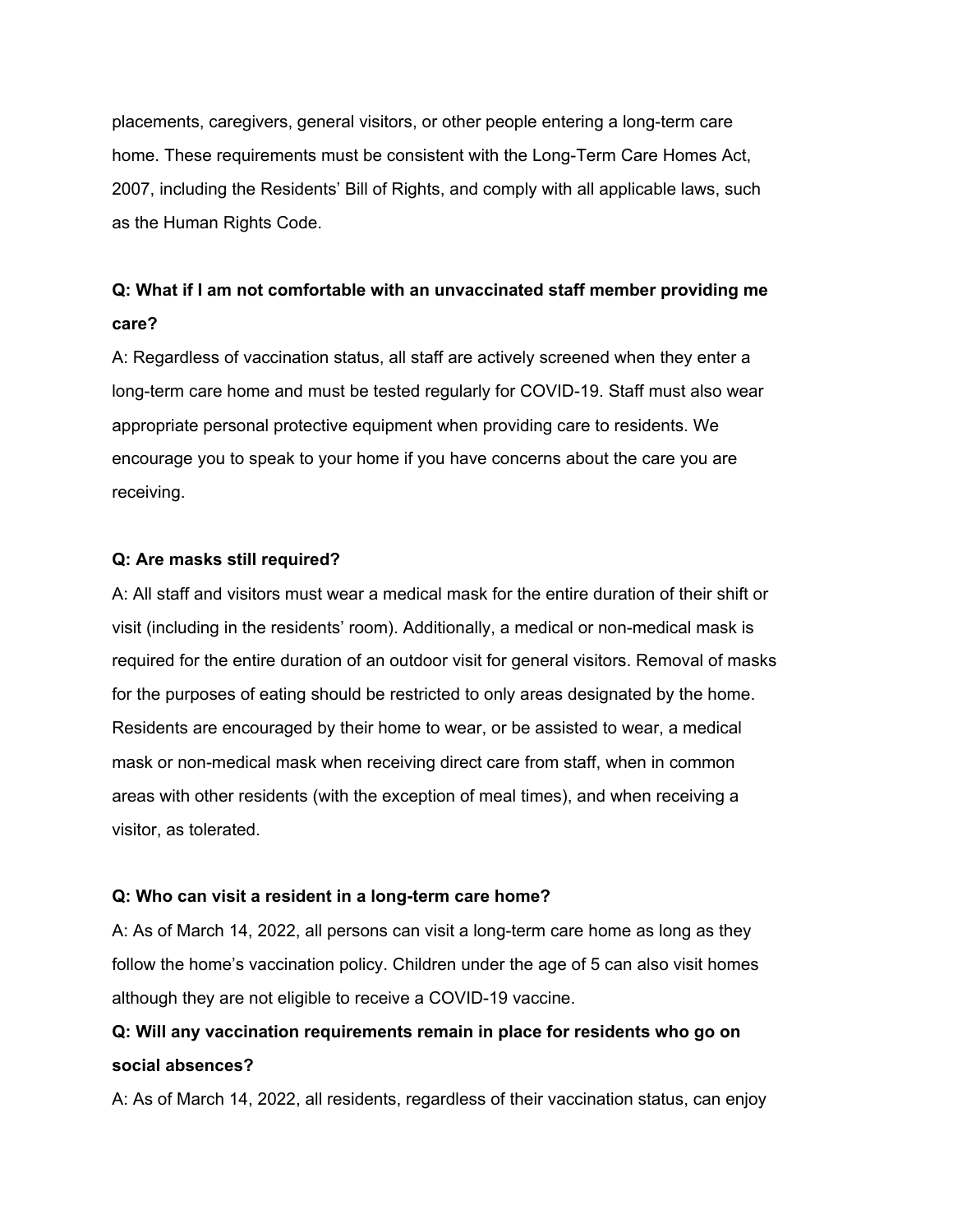placements, caregivers, general visitors, or other people entering a long-term care home. These requirements must be consistent with the Long-Term Care Homes Act, 2007, including the Residents' Bill of Rights, and comply with all applicable laws, such as the Human Rights Code.

**Q: What if I am not comfortable with an unvaccinated staff member providing me care?**

A: Regardless of vaccination status, all staff are actively screened when they enter a long-term care home and must be tested regularly for COVID-19. Staff must also wear appropriate personal protective equipment when providing care to residents. We encourage you to speak to your home if you have concerns about the care you are receiving.

**Q: Are masks still required?**

A: All staff and visitors must wear a medical mask for the entire duration of their shift or visit (including in the residents' room). Additionally, a medical or non-medical mask is required for the entire duration of an outdoor visit for general visitors. Removal of masks for the purposes of eating should be restricted to only areas designated by the home. Residents are encouraged by their home to wear, or be assisted to wear, a medical mask or non-medical mask when receiving direct care from staff, when in common areas with other residents (with the exception of meal times), and when receiving a visitor, as tolerated.

**Q: Who can visit a resident in a long-term care home?**

A: As of March 14, 2022, all persons can visit a long-term care home as long as they follow the home's vaccination policy. Children under the age of 5 can also visit homes although they are not eligible to receive a COVID-19 vaccine.

**Q: Will any vaccination requirements remain in place for residents who go on social absences?**

A: As of March 14, 2022, all residents, regardless of their vaccination status, can enjoy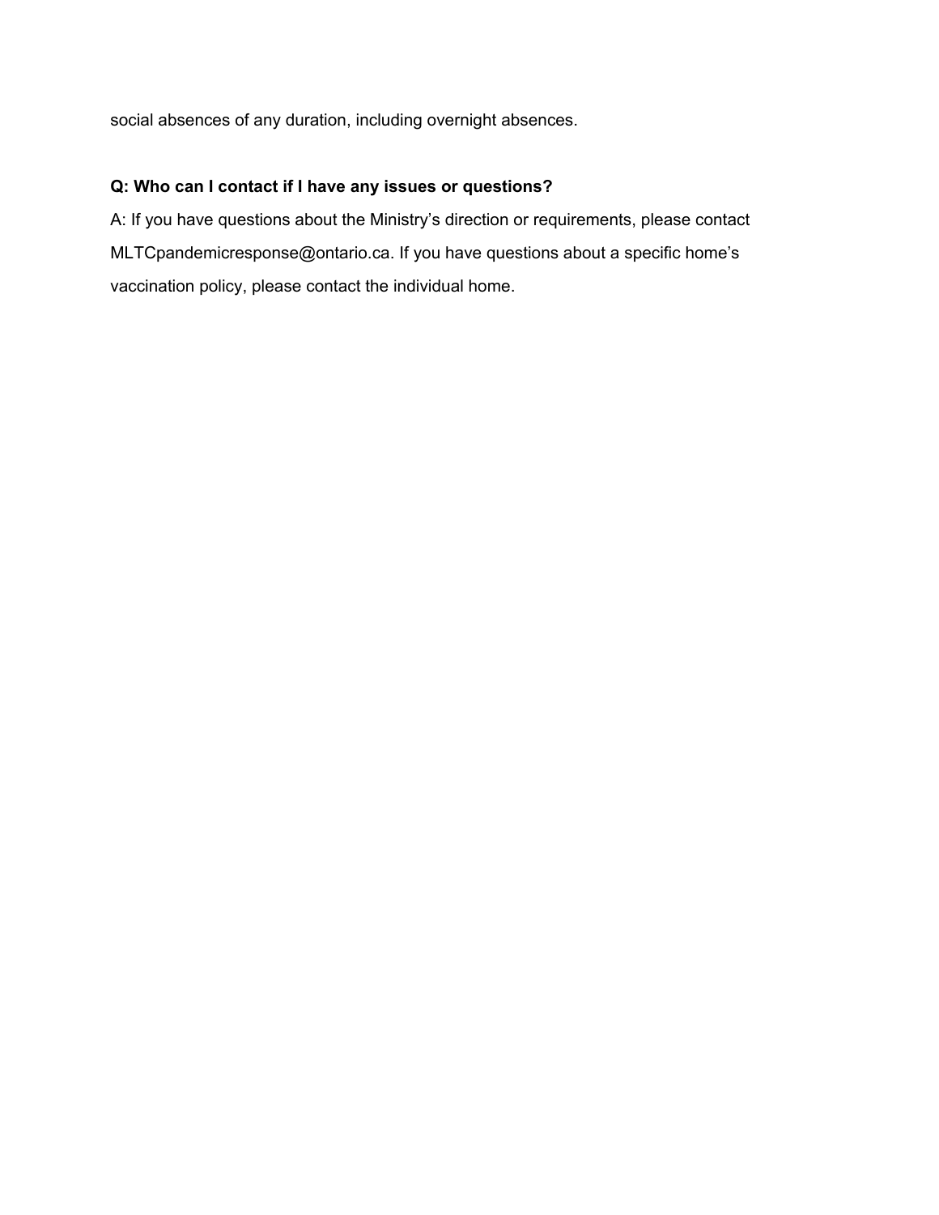social absences of any duration, including overnight absences.

**Q: Who can I contact if I have any issues or questions?**

A: If you have questions about the Ministry's direction or requirements, please contact MLTCpandemicresponse@ontario.ca. If you have questions about a specific home's vaccination policy, please contact the individual home.